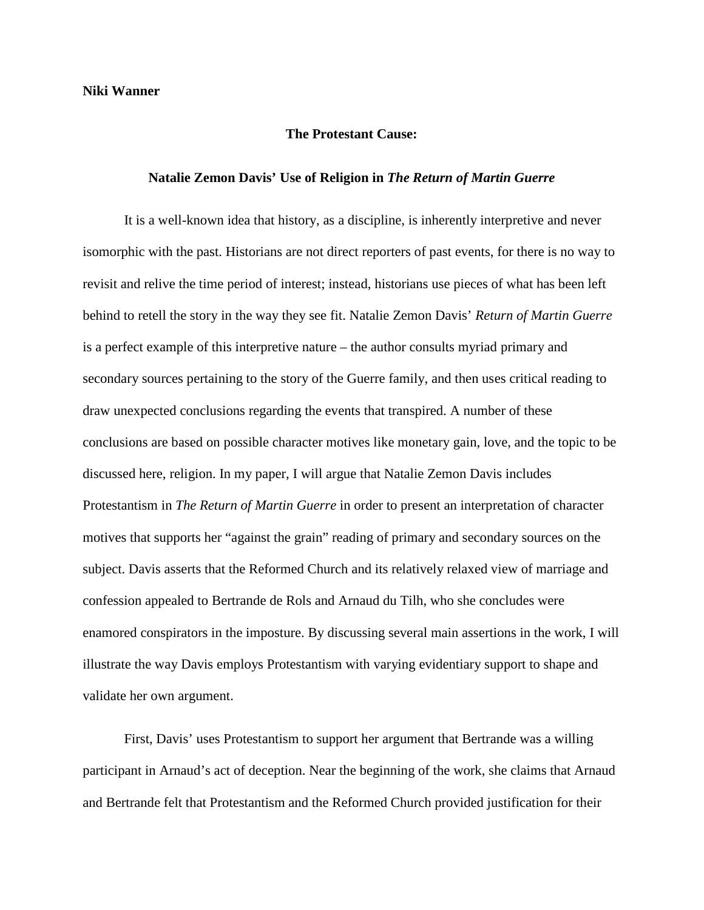**Niki Wanner**

# The Protestant Cause:

## Natalie Zemon Davis' Use of Religion in *The Return of Martin Guerre*

It is a well-known idea that history, as a discipline, is inherently interpretive and never isomorphic with the past. Historians are not direct reporters of past events, for there is no way to revisit and relive the time period of interest; instead, historians use pieces of what has been left behind to retell the story in the way they see fit. Natalie Zemon Davis' *Return of Martin Guerre* is a perfect example of this interpretive nature – the author consults myriad primary and secondary sources pertaining to the story of the Guerre family, and then uses critical reading to draw unexpected conclusions regarding the events that transpired. A number of these conclusions are based on possible character motives like monetary gain, love, and the topic to be discussed here, religion. In my paper, I will argue that Natalie Zemon Davis includes Protestantism in *The Return of Martin Guerre* in order to present an interpretation of character motives that supports her "against the grain" reading of primary and secondary sources on the subject. Davis asserts that the Reformed Church and its relatively relaxed view of marriage and confession appealed to Bertrande de Rols and Arnaud du Tilh, who she concludes were enamored conspirators in the imposture. By discussing several main assertions in the work, I will illustrate the way Davis employs Protestantism with varying evidentiary support to shape and validate her own argument.

First, Davis' uses Protestantism to support her argument that Bertrande was a willing participant in Arnaud's act of deception. Near the beginning of the work, she claims that Arnaud and Bertrande felt that Protestantism and the Reformed Church provided justification for their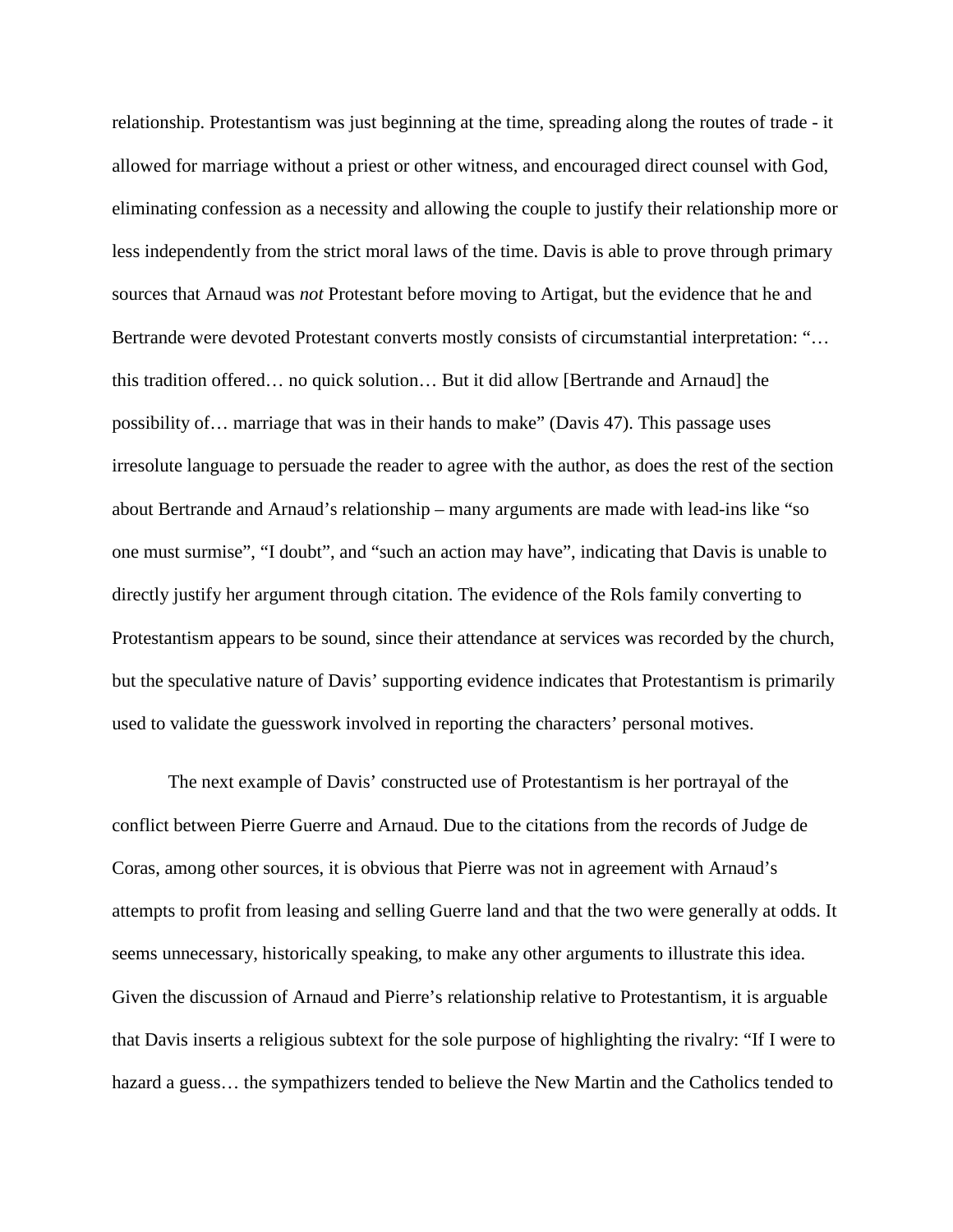relationship. Protestantism was just beginning at the time, spreading along the routes of trade - it allowed for marriage without a priest or other witness, and encouraged direct counsel with God, eliminating confession as a necessity and allowing the couple to justify their relationship more or less independently from the strict moral laws of the time. Davis is able to prove through primary sources that Arnaud was *not* Protestant before moving to Artigat, but the evidence that he and Bertrande were devoted Protestant converts mostly consists of circumstantial interpretation: "… this tradition offered… no quick solution… But it did allow [Bertrande and Arnaud] the possibility of… marriage that was in their hands to make" (Davis 47). This passage uses irresolute language to persuade the reader to agree with the author, as does the rest of the section about Bertrande and Arnaud's relationship – many arguments are made with lead-ins like "so one must surmise", "I doubt", and "such an action may have", indicating that Davis is unable to directly justify her argument through citation. The evidence of the Rols family converting to Protestantism appears to be sound, since their attendance at services was recorded by the church, but the speculative nature of Davis' supporting evidence indicates that Protestantism is primarily used to validate the guesswork involved in reporting the characters' personal motives.

The next example of Davis' constructed use of Protestantism is her portrayal of the conflict between Pierre Guerre and Arnaud. Due to the citations from the records of Judge de Coras, among other sources, it is obvious that Pierre was not in agreement with Arnaud's attempts to profit from leasing and selling Guerre land and that the two were generally at odds. It seems unnecessary, historically speaking, to make any other arguments to illustrate this idea. Given the discussion of Arnaud and Pierre's relationship relative to Protestantism, it is arguable that Davis inserts a religious subtext for the sole purpose of highlighting the rivalry: "If I were to hazard a guess… the sympathizers tended to believe the New Martin and the Catholics tended to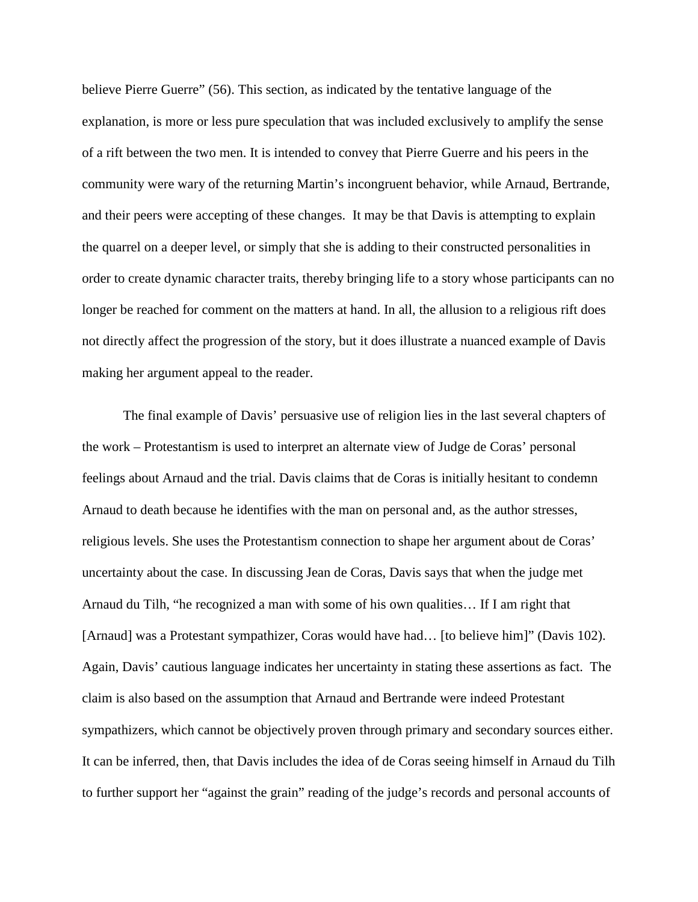believe Pierre Guerre" (56). This section, as indicated by the tentative language of the explanation, is more or less pure speculation that was included exclusively to amplify the sense of a rift between the two men. It is intended to convey that Pierre Guerre and his peers in the community were wary of the returning Martin's incongruent behavior, while Arnaud, Bertrande, and their peers were accepting of these changes. It may be that Davis is attempting to explain the quarrel on a deeper level, or simply that she is adding to their constructed personalities in order to create dynamic character traits, thereby bringing life to a story whose participants can no longer be reached for comment on the matters at hand. In all, the allusion to a religious rift does not directly affect the progression of the story, but it does illustrate a nuanced example of Davis making her argument appeal to the reader.

The final example of Davis' persuasive use of religion lies in the last several chapters of the work – Protestantism is used to interpret an alternate view of Judge de Coras' personal feelings about Arnaud and the trial. Davis claims that de Coras is initially hesitant to condemn Arnaud to death because he identifies with the man on personal and, as the author stresses, religious levels. She uses the Protestantism connection to shape her argument about de Coras' uncertainty about the case. In discussing Jean de Coras, Davis says that when the judge met Arnaud du Tilh, "he recognized a man with some of his own qualities… If I am right that [Arnaud] was a Protestant sympathizer, Coras would have had… [to believe him]" (Davis 102). Again, Davis' cautious language indicates her uncertainty in stating these assertions as fact. The claim is also based on the assumption that Arnaud and Bertrande were indeed Protestant sympathizers, which cannot be objectively proven through primary and secondary sources either. It can be inferred, then, that Davis includes the idea of de Coras seeing himself in Arnaud du Tilh to further support her "against the grain" reading of the judge's records and personal accounts of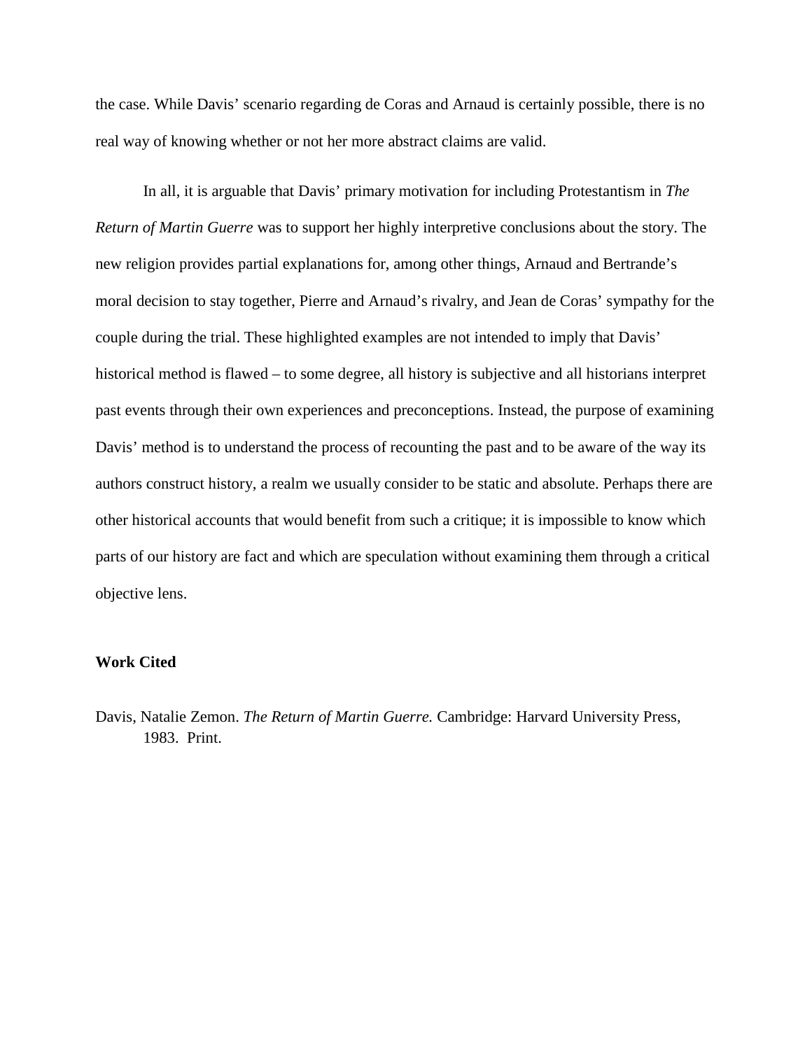the case. While Davis' scenario regarding de Coras and Arnaud is certainly possible, there is no real way of knowing whether or not her more abstract claims are valid.

In all, it is arguable that Davis' primary motivation for including Protestantism in *The Return of Martin Guerre* was to support her highly interpretive conclusions about the story. The new religion provides partial explanations for, among other things, Arnaud and Bertrande's moral decision to stay together, Pierre and Arnaud's rivalry, and Jean de Coras' sympathy for the couple during the trial. These highlighted examples are not intended to imply that Davis' historical method is flawed – to some degree, all history is subjective and all historians interpret past events through their own experiences and preconceptions. Instead, the purpose of examining Davis' method is to understand the process of recounting the past and to be aware of the way its authors construct history, a realm we usually consider to be static and absolute. Perhaps there are other historical accounts that would benefit from such a critique; it is impossible to know which parts of our history are fact and which are speculation without examining them through a critical objective lens.

**Work Cited**

Davis, Natalie Zemon. *The Return of Martin Guerre.* Cambridge: Harvard University Press, 1983. Print.